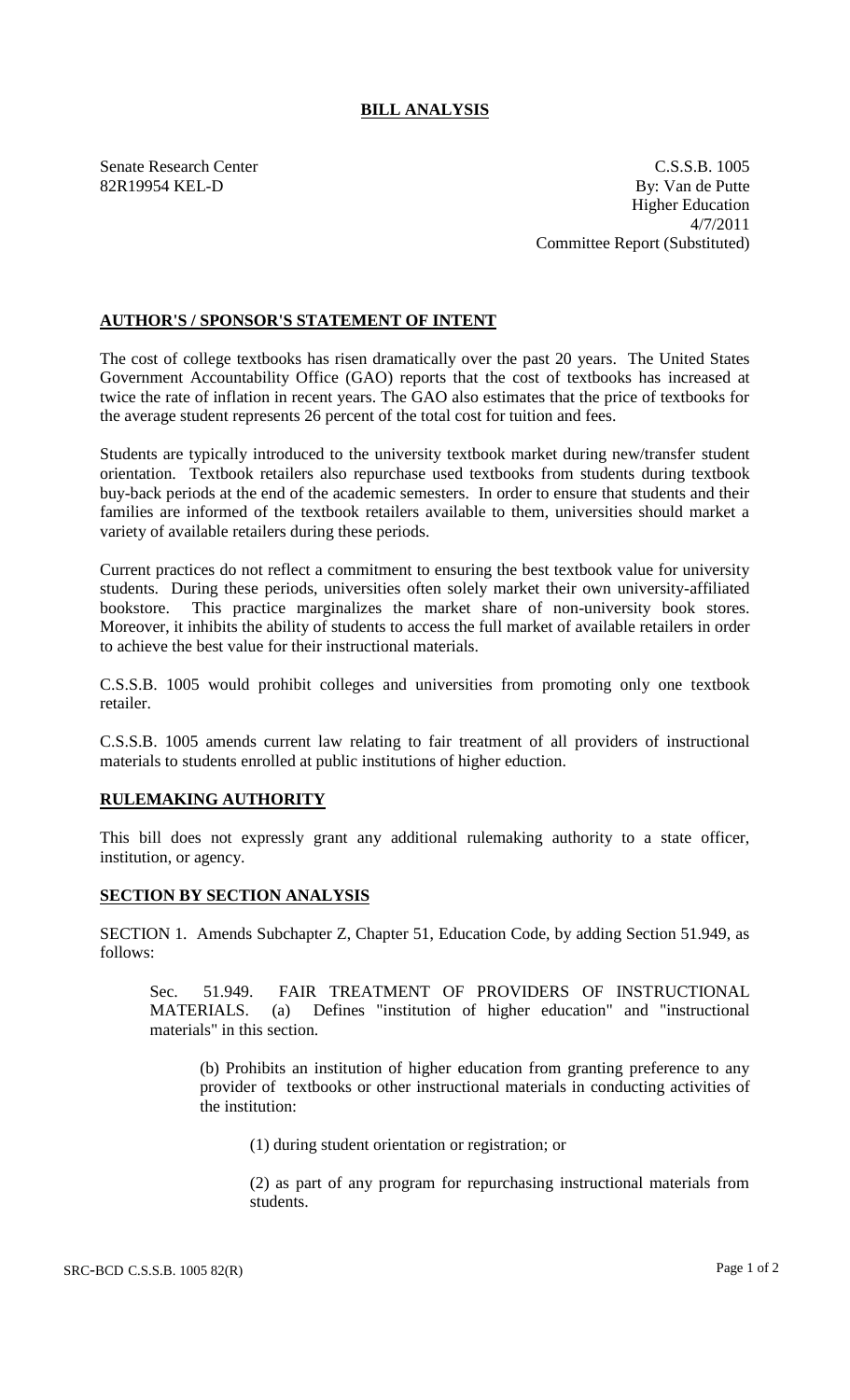# BILL ANALYSIS

Senate Research Center
82R19954 KEL-D

C.S.S.B. 1005
By: Van de Putte
Higher Education
4/7/2011
Committee Report (Substituted)

## AUTHOR'S / SPONSOR'S STATEMENT OF INTENT

The cost of college textbooks has risen dramatically over the past 20 years. The United States Government Accountability Office (GAO) reports that the cost of textbooks has increased at twice the rate of inflation in recent years. The GAO also estimates that the price of textbooks for the average student represents 26 percent of the total cost for tuition and fees.

Students are typically introduced to the university textbook market during new/transfer student orientation. Textbook retailers also repurchase used textbooks from students during textbook buy-back periods at the end of the academic semesters. In order to ensure that students and their families are informed of the textbook retailers available to them, universities should market a variety of available retailers during these periods.

Current practices do not reflect a commitment to ensuring the best textbook value for university students. During these periods, universities often solely market their own university-affiliated bookstore. This practice marginalizes the market share of non-university book stores. Moreover, it inhibits the ability of students to access the full market of available retailers in order to achieve the best value for their instructional materials.

C.S.S.B. 1005 would prohibit colleges and universities from promoting only one textbook retailer.

C.S.S.B. 1005 amends current law relating to fair treatment of all providers of instructional materials to students enrolled at public institutions of higher edcution.

## RULEMAKING AUTHORITY

This bill does not expressly grant any additional rulemaking authority to a state officer, institution, or agency.

## SECTION BY SECTION ANALYSIS

SECTION 1. Amends Subchapter Z, Chapter 51, Education Code, by adding Section 51.949, as follows:

Sec. 51.949. FAIR TREATMENT OF PROVIDERS OF INSTRUCTIONAL MATERIALS. (a) Defines "institution of higher education" and "instructional materials" in this section.

(b) Prohibits an institution of higher education from granting preference to any provider of textbooks or other instructional materials in conducting activities of the institution:

(1) during student orientation or registration; or

(2) as part of any program for repurchasing instructional materials from students.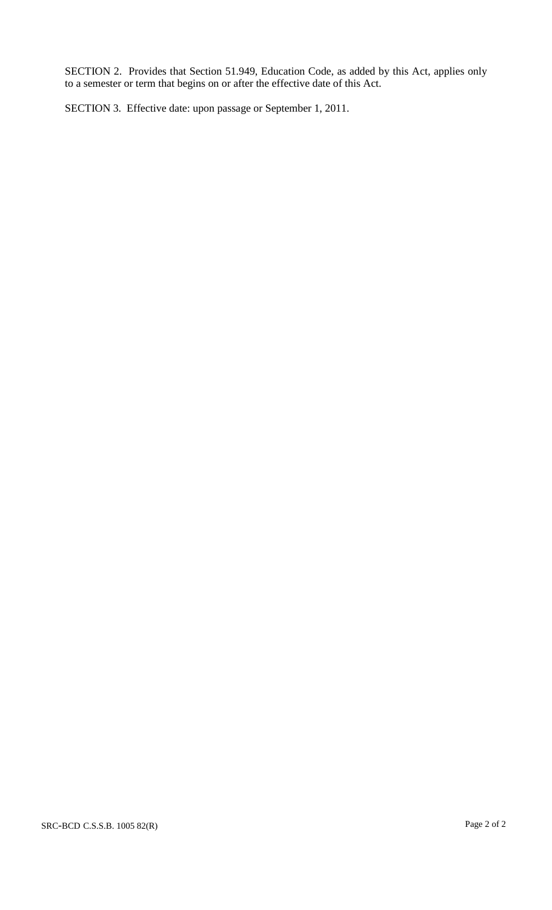SECTION 2. Provides that Section 51.949, Education Code, as added by this Act, applies only to a semester or term that begins on or after the effective date of this Act.

SECTION 3. Effective date: upon passage or September 1, 2011.